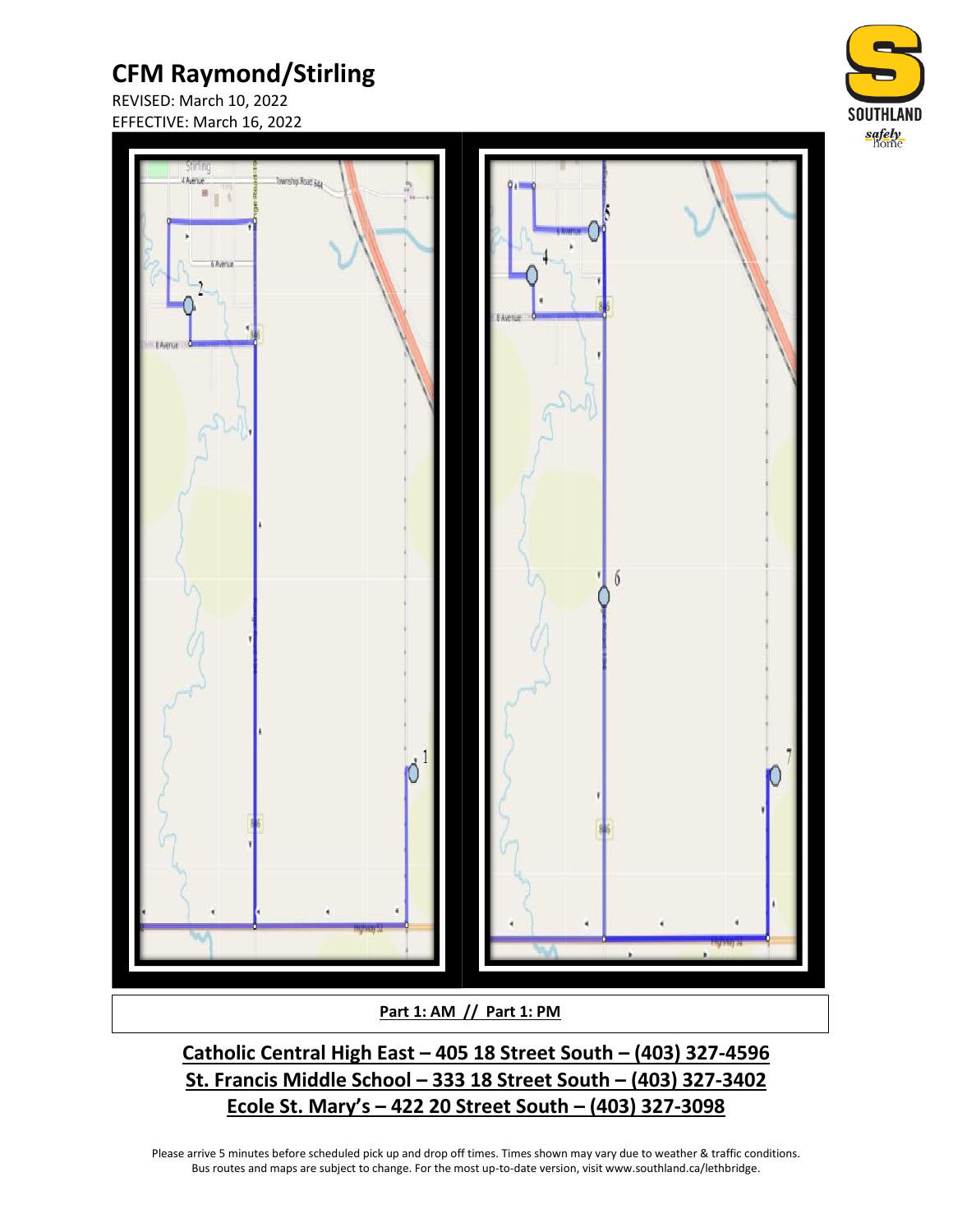# CFM Raymond/Stirling

REVISED: March 10, 2022
EFFECTIVE: March 16, 2022

SOUTHLAND
*safely home*

**Part 1: AM // Part 1: PM**

**Catholic Central High East – 405 18 Street South – (403) 327-4596**
**St. Francis Middle School – 333 18 Street South – (403) 327-3402**
**Ecole St. Mary's – 422 20 Street South – (403) 327-3098**

Please arrive 5 minutes before scheduled pick up and drop off times. Times shown may vary due to weather & traffic conditions. Bus routes and maps are subject to change. For the most up-to-date version, visit www.southland.ca/lethbridge.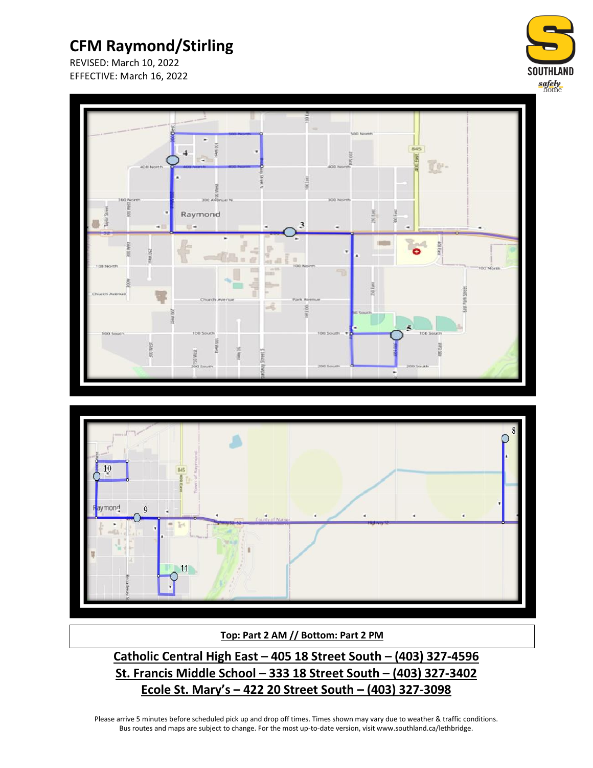# CFM Raymond/Stirling

REVISED: March 10, 2022
EFFECTIVE: March 16, 2022

**Top: Part 2 AM // Bottom: Part 2 PM**

**Catholic Central High East – 405 18 Street South – (403) 327-4596**
**St. Francis Middle School – 333 18 Street South – (403) 327-3402**
**Ecole St. Mary's – 422 20 Street South – (403) 327-3098**

Please arrive 5 minutes before scheduled pick up and drop off times. Times shown may vary due to weather & traffic conditions.
Bus routes and maps are subject to change. For the most up-to-date version, visit www.southland.ca/lethbridge.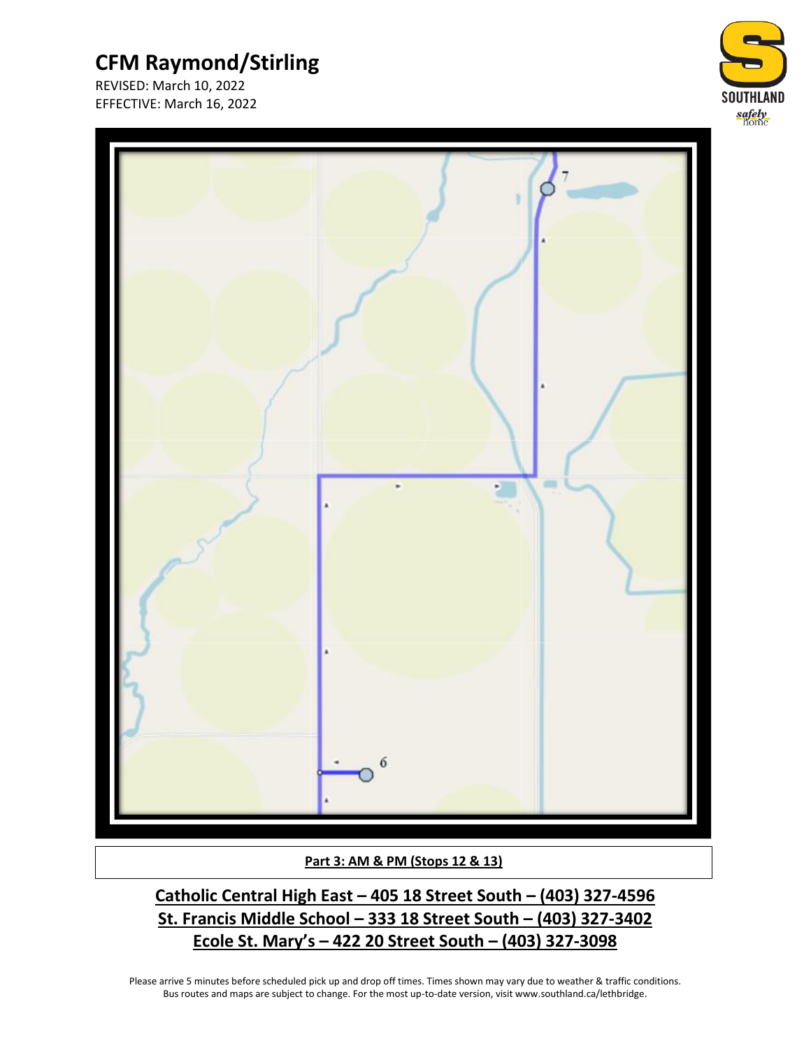# CFM Raymond/Stirling

REVISED: March 10, 2022
EFFECTIVE: March 16, 2022

**Part 3: AM & PM (Stops 12 & 13)**

**Catholic Central High East – 405 18 Street South – (403) 327-4596**
**St. Francis Middle School – 333 18 Street South – (403) 327-3402**
**Ecole St. Mary's – 422 20 Street South – (403) 327-3098**

Please arrive 5 minutes before scheduled pick up and drop off times. Times shown may vary due to weather & traffic conditions. Bus routes and maps are subject to change. For the most up-to-date version, visit www.southland.ca/lethbridge.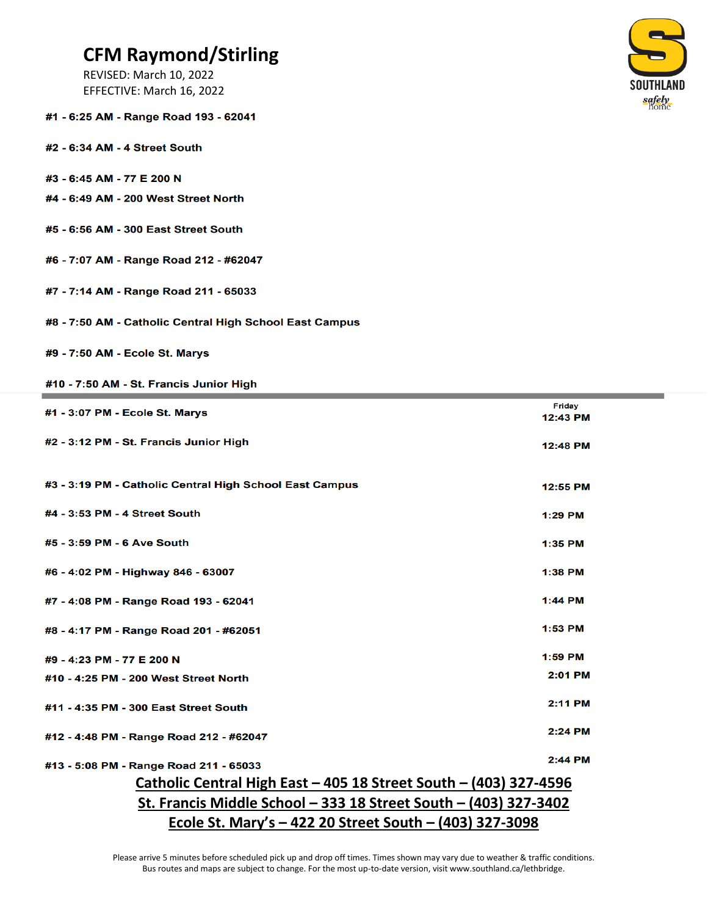# CFM Raymond/Stirling

REVISED: March 10, 2022
EFFECTIVE: March 16, 2022

SOUTHLAND
*safely home*

**#1 - 6:25 AM - Range Road 193 - 62041**

**#2 - 6:34 AM - 4 Street South**

**#3 - 6:45 AM - 77 E 200 N**

**#4 - 6:49 AM - 200 West Street North**

**#5 - 6:56 AM - 300 East Street South**

**#6 - 7:07 AM - Range Road 212 - #62047**

**#7 - 7:14 AM - Range Road 211 - 65033**

**#8 - 7:50 AM - Catholic Central High School East Campus**

**#9 - 7:50 AM - Ecole St. Marys**

**#10 - 7:50 AM - St. Francis Junior High**

| | Friday |
|---|---|
| **#1 - 3:07 PM - Ecole St. Marys** | **12:43 PM** |
| **#2 - 3:12 PM - St. Francis Junior High** | **12:48 PM** |
| **#3 - 3:19 PM - Catholic Central High School East Campus** | **12:55 PM** |
| **#4 - 3:53 PM - 4 Street South** | **1:29 PM** |
| **#5 - 3:59 PM - 6 Ave South** | **1:35 PM** |
| **#6 - 4:02 PM - Highway 846 - 63007** | **1:38 PM** |
| **#7 - 4:08 PM - Range Road 193 - 62041** | **1:44 PM** |
| **#8 - 4:17 PM - Range Road 201 - #62051** | **1:53 PM** |
| **#9 - 4:23 PM - 77 E 200 N** | **1:59 PM** |
| **#10 - 4:25 PM - 200 West Street North** | **2:01 PM** |
| **#11 - 4:35 PM - 300 East Street South** | **2:11 PM** |
| **#12 - 4:48 PM - Range Road 212 - #62047** | **2:24 PM** |
| **#13 - 5:08 PM - Range Road 211 - 65033** | **2:44 PM** |

**Catholic Central High East – 405 18 Street South – (403) 327-4596**

**St. Francis Middle School – 333 18 Street South – (403) 327-3402**

**Ecole St. Mary's – 422 20 Street South – (403) 327-3098**

Please arrive 5 minutes before scheduled pick up and drop off times. Times shown may vary due to weather & traffic conditions.
Bus routes and maps are subject to change. For the most up-to-date version, visit www.southland.ca/lethbridge.